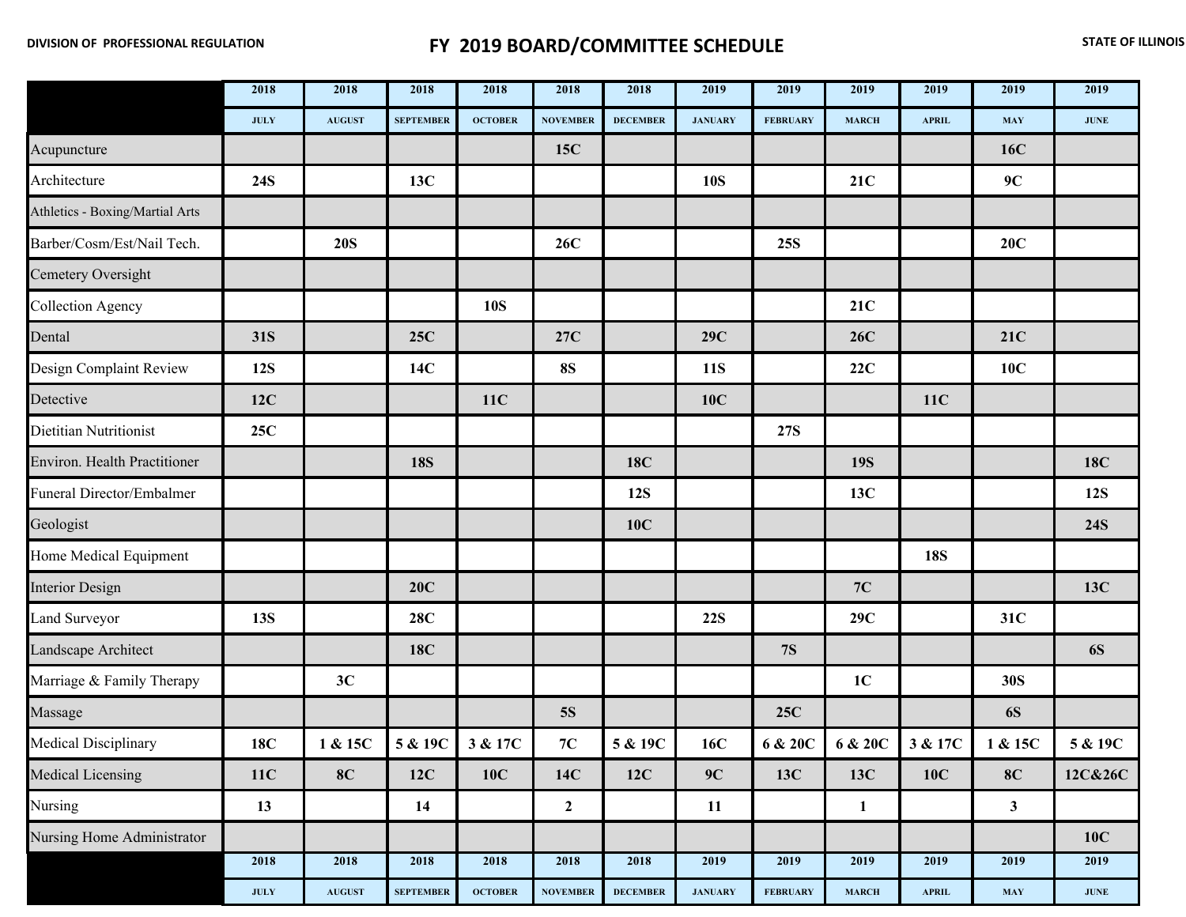DIVISION OF PROFESSIONAL REGULATION

# FY 2019 BOARD/COMMITTEE SCHEDULE

STATE OF ILLINOIS

| | 2018 | 2018 | 2018 | 2018 | 2018 | 2018 | 2019 | 2019 | 2019 | 2019 | 2019 | 2019 |
|---|---|---|---|---|---|---|---|---|---|---|---|---|
| | JULY | AUGUST | SEPTEMBER | OCTOBER | NOVEMBER | DECEMBER | JANUARY | FEBRUARY | MARCH | APRIL | MAY | JUNE |
| Acupuncture | | | | | 15C | | | | | | 16C | |
| Architecture | 24S | | 13C | | | | 10S | | 21C | | 9C | |
| Athletics - Boxing/Martial Arts | | | | | | | | | | | | |
| Barber/Cosm/Est/Nail Tech. | | 20S | | | 26C | | | 25S | | | 20C | |
| Cemetery Oversight | | | | | | | | | | | | |
| Collection Agency | | | | 10S | | | | | 21C | | | |
| Dental | 31S | | 25C | | 27C | | 29C | | 26C | | 21C | |
| Design Complaint Review | 12S | | 14C | | 8S | | 11S | | 22C | | 10C | |
| Detective | 12C | | | 11C | | | 10C | | | 11C | | |
| Dietitian Nutritionist | 25C | | | | | | | 27S | | | | |
| Environ. Health Practitioner | | | 18S | | | 18C | | | 19S | | | 18C |
| Funeral Director/Embalmer | | | | | | 12S | | | 13C | | | 12S |
| Geologist | | | | | | 10C | | | | | | 24S |
| Home Medical Equipment | | | | | | | | | | 18S | | |
| Interior Design | | | 20C | | | | | | 7C | | | 13C |
| Land Surveyor | 13S | | 28C | | | | 22S | | 29C | | 31C | |
| Landscape Architect | | | 18C | | | | | 7S | | | | 6S |
| Marriage & Family Therapy | | 3C | | | | | | | 1C | | 30S | |
| Massage | | | | | 5S | | | 25C | | | 6S | |
| Medical Disciplinary | 18C | 1 & 15C | 5 & 19C | 3 & 17C | 7C | 5 & 19C | 16C | 6 & 20C | 6 & 20C | 3 & 17C | 1 & 15C | 5 & 19C |
| Medical Licensing | 11C | 8C | 12C | 10C | 14C | 12C | 9C | 13C | 13C | 10C | 8C | 12C&26C |
| Nursing | 13 | | 14 | | 2 | | 11 | | 1 | | 3 | |
| Nursing Home Administrator | | | | | | | | | | | | 10C |
| | 2018 | 2018 | 2018 | 2018 | 2018 | 2018 | 2019 | 2019 | 2019 | 2019 | 2019 | 2019 |
| | JULY | AUGUST | SEPTEMBER | OCTOBER | NOVEMBER | DECEMBER | JANUARY | FEBRUARY | MARCH | APRIL | MAY | JUNE |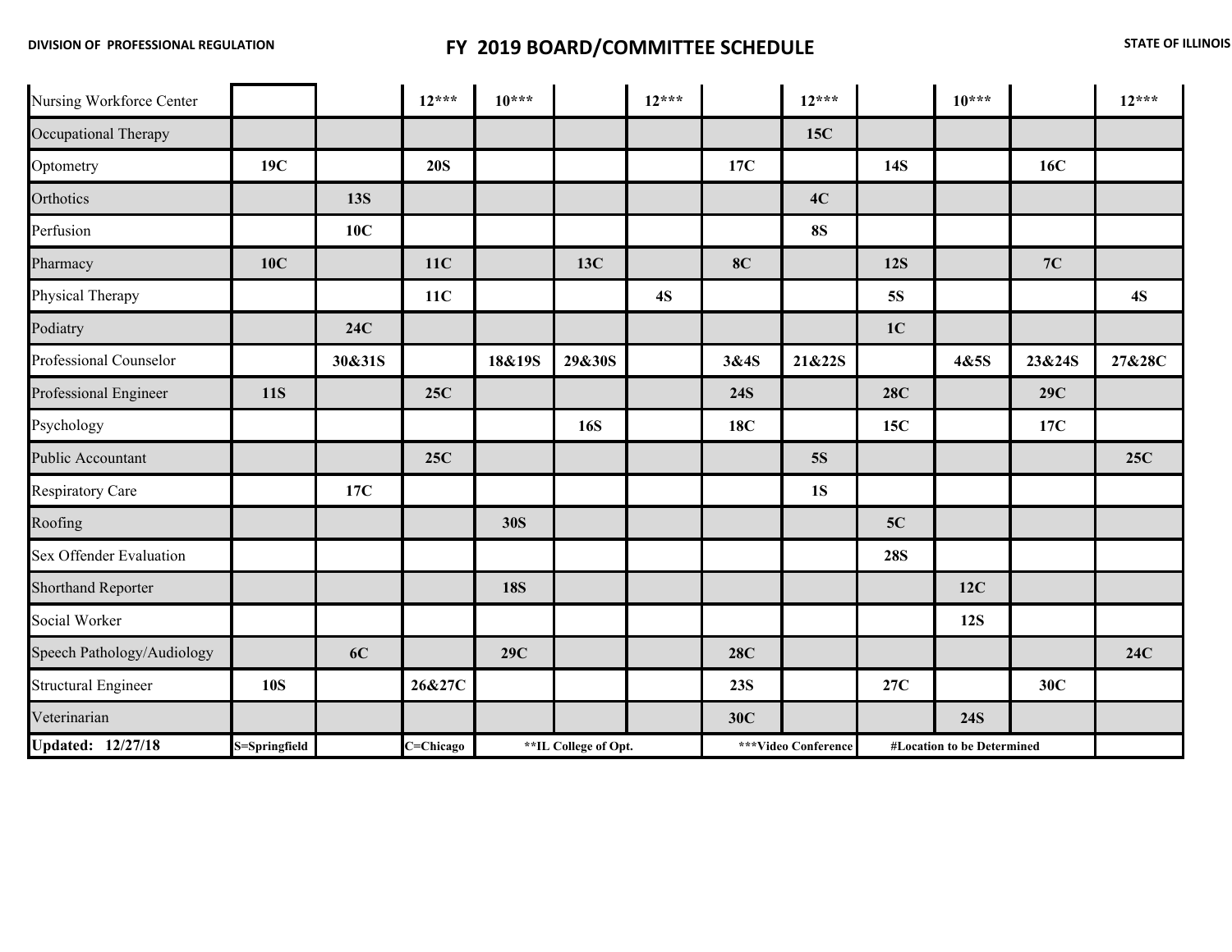| | | | | | | | | | | | | |
|---|---|---|---|---|---|---|---|---|---|---|---|---|
| Nursing Workforce Center | | | 12*** | 10*** | | 12*** | | 12*** | | 10*** | | 12*** |
| Occupational Therapy | | | | | | | | 15C | | | | |
| Optometry | 19C | | 20S | | | | 17C | | 14S | | 16C | |
| Orthotics | | 13S | | | | | | 4C | | | | |
| Perfusion | | 10C | | | | | | 8S | | | | |
| Pharmacy | 10C | | 11C | | 13C | | 8C | | 12S | | 7C | |
| Physical Therapy | | | 11C | | | 4S | | | 5S | | | 4S |
| Podiatry | | 24C | | | | | | | 1C | | | |
| Professional Counselor | | 30&31S | | 18&19S | 29&30S | | 3&4S | 21&22S | | 4&5S | 23&24S | 27&28C |
| Professional Engineer | 11S | | 25C | | | | 24S | | 28C | | 29C | |
| Psychology | | | | | 16S | | 18C | | 15C | | 17C | |
| Public Accountant | | | 25C | | | | | 5S | | | | 25C |
| Respiratory Care | | 17C | | | | | | 1S | | | | |
| Roofing | | | | 30S | | | | | 5C | | | |
| Sex Offender Evaluation | | | | | | | | | 28S | | | |
| Shorthand Reporter | | | | 18S | | | | | | 12C | | |
| Social Worker | | | | | | | | | | 12S | | |
| Speech Pathology/Audiology | | 6C | | 29C | | | 28C | | | | | 24C |
| Structural Engineer | 10S | | 26&27C | | | | 23S | | 27C | | 30C | |
| Veterinarian | | | | | | | 30C | | | 24S | | |
| **Updated: 12/27/18** | S=Springfield | | C=Chicago | **IL College of Opt. | | | ***Video Conference | | #Location to be Determined | | | |